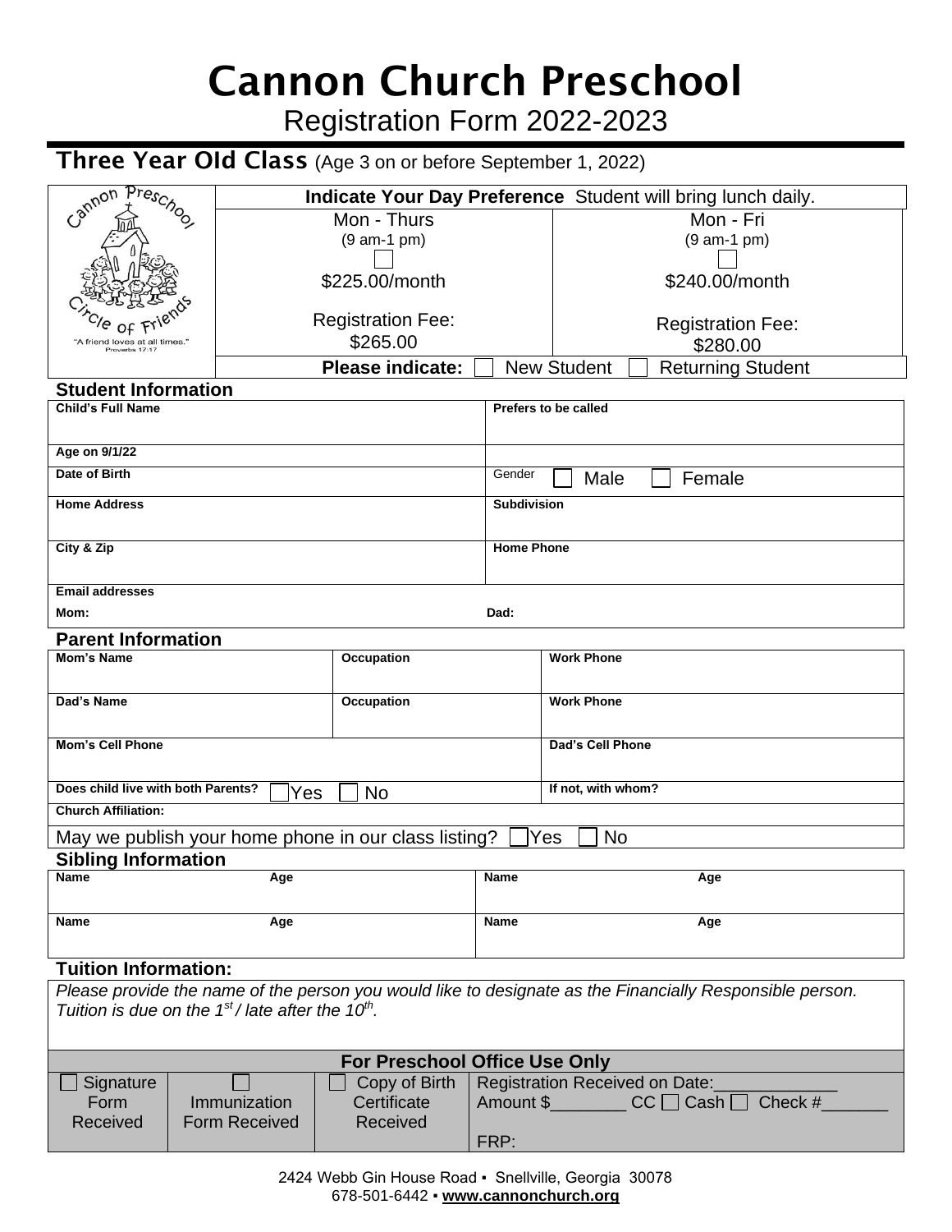# Cannon Church Preschool

Registration Form 2022-2023

## Three Year Old Class (Age 3 on or before September 1, 2022)

Cannon Preschool — Circle of Friends — "A friend loves at all times." Proverbs 17:17

| **Indicate Your Day Preference** Student will bring lunch daily. | |
|---|---|
| Mon - Thurs (9 am-1 pm) ☐ | Mon - Fri (9 am-1 pm) ☐ |
| $225.00/month | $240.00/month |
| Registration Fee: $265.00 | Registration Fee: $280.00 |

**Please indicate:** ☐ New Student ☐ Returning Student

### Student Information

| Child's Full Name | Prefers to be called |
|---|---|
| Age on 9/1/22 | |
| Date of Birth | Gender ☐ Male ☐ Female |
| Home Address | Subdivision |
| City & Zip | Home Phone |
| Email addresses<br>Mom: | Dad: |

### Parent Information

| Mom's Name | Occupation | Work Phone |
|---|---|---|
| Dad's Name | Occupation | Work Phone |
| Mom's Cell Phone | | Dad's Cell Phone |
| Does child live with both Parents? ☐ Yes ☐ No | | If not, with whom? |
| Church Affiliation: | | |

May we publish your home phone in our class listing? ☐ Yes ☐ No

### Sibling Information

| Name | Age | Name | Age |
|---|---|---|---|
| Name | Age | Name | Age |

### Tuition Information:

*Please provide the name of the person you would like to designate as the Financially Responsible person. Tuition is due on the 1st / late after the 10th.*

| For Preschool Office Use Only | | | |
|---|---|---|---|
| ☐ Signature Form Received | ☐ Immunization Form Received | ☐ Copy of Birth Certificate Received | Registration Received on Date:_____________<br>Amount $________ CC ☐ Cash ☐ Check #_______<br>FRP: |

2424 Webb Gin House Road ▪ Snellville, Georgia 30078
678-501-6442 ▪ **www.cannonchurch.org**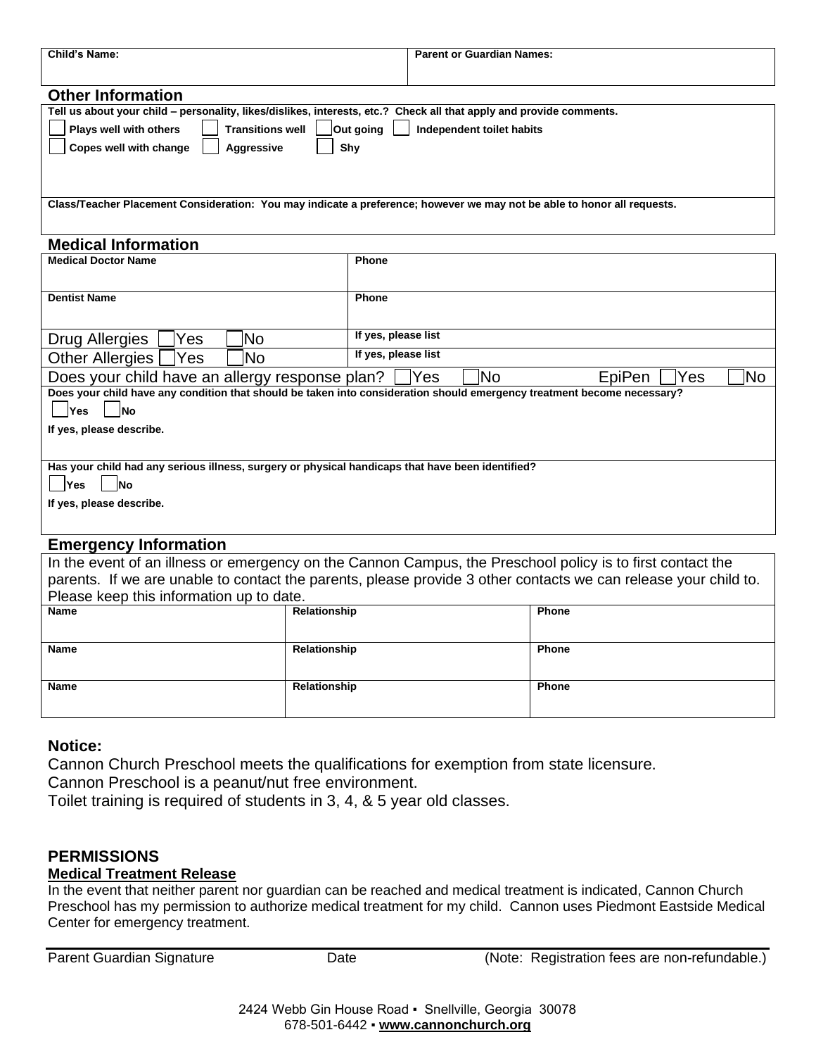| Child's Name: | Parent or Guardian Names: |
|---|---|
| | |

## Other Information

**Tell us about your child – persnamed personality, likes/dislikes, interests, etc.? Check all that apply and provide comments.**

- [ ] **Plays well with others** - [ ] **Transitions well** - [ ] **Out going** - [ ] **Independent toilet habits**
- [ ] **Copes well with change** - [ ] **Aggressive** - [ ] **Shy**

**Class/Teacher Placement Consideration: You may indicate a preference; however we may not be able to honor all requests.**

## Medical Information

| | |
|---|---|
| **Medical Doctor Name** | **Phone** |
| **Dentist Name** | **Phone** |
| Drug Allergies ☐ Yes ☐ No | **If yes, please list** |
| Other Allergies ☐ Yes ☐ No | **If yes, please list** |

Does your child have an allergy response plan? ☐ Yes ☐ No EpiPen ☐ Yes ☐ No

**Does your child have any condition that should be taken into consideration should emergency treatment become necessary?**

☐ **Yes** ☐ **No**

**If yes, please describe.**

**Has your child had any serious illness, surgery or physical handicaps that have been identified?**

☐ **Yes** ☐ **No**

**If yes, please describe.**

## Emergency Information

In the event of an illness or emergency on the Cannon Campus, the Preschool policy is to first contact the parents. If we are unable to contact the parents, please provide 3 other contacts we can release your child to. Please keep this information up to date.

| Name | Relationship | Phone |
|---|---|---|
| **Name** | **Relationship** | **Phone** |
| **Name** | **Relationship** | **Phone** |

## Notice:

Cannon Church Preschool meets the qualifications for exemption from state licensure.
Cannon Preschool is a peanut/nut free environment.
Toilet training is required of students in 3, 4, & 5 year old classes.

## PERMISSIONS

**Medical Treatment Release**

In the event that neither parent nor guardian can be reached and medical treatment is indicated, Cannon Church Preschool has my permission to authorize medical treatment for my child. Cannon uses Piedmont Eastside Medical Center for emergency treatment.

Parent Guardian Signature Date (Note: Registration fees are non-refundable.)

2424 Webb Gin House Road ▪ Snellville, Georgia 30078
678-501-6442 ▪ **www.cannonchurch.org**